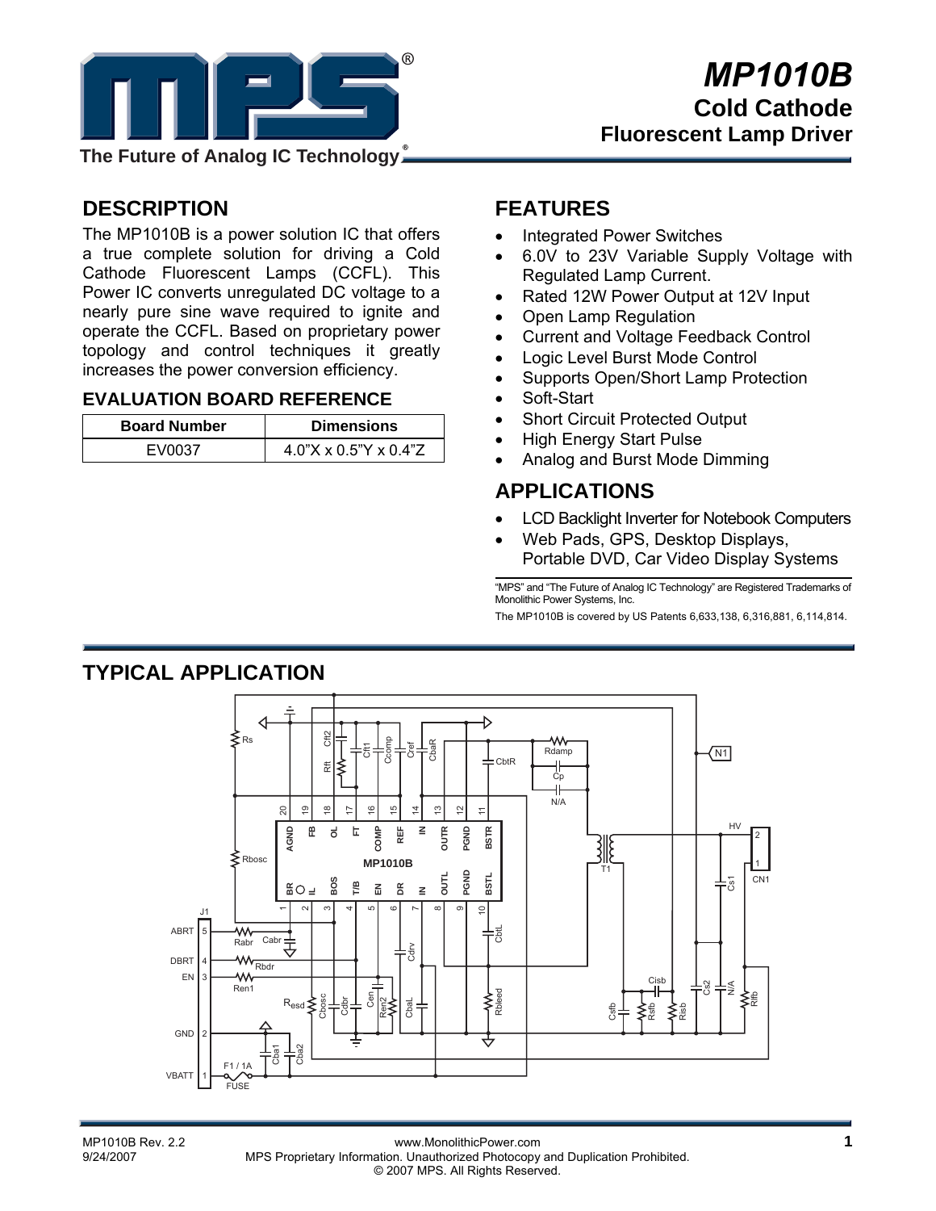# MP1010B

## Cold Cathode Fluorescent Lamp Driver

The Future of Analog IC Technology®

## DESCRIPTION

The MP1010B is a power solution IC that offers a true complete solution for driving a Cold Cathode Fluorescent Lamps (CCFL). This Power IC converts unregulated DC voltage to a nearly pure sine wave required to ignite and operate the CCFL. Based on proprietary power topology and control techniques it greatly increases the power conversion efficiency.

### EVALUATION BOARD REFERENCE

| Board Number | Dimensions |
|---|---|
| EV0037 | 4.0"X x 0.5"Y x 0.4"Z |

## FEATURES

- Integrated Power Switches
- 6.0V to 23V Variable Supply Voltage with Regulated Lamp Current.
- Rated 12W Power Output at 12V Input
- Open Lamp Regulation
- Current and Voltage Feedback Control
- Logic Level Burst Mode Control
- Supports Open/Short Lamp Protection
- Soft-Start
- Short Circuit Protected Output
- High Energy Start Pulse
- Analog and Burst Mode Dimming

## APPLICATIONS

- LCD Backlight Inverter for Notebook Computers
- Web Pads, GPS, Desktop Displays, Portable DVD, Car Video Display Systems

"MPS" and "The Future of Analog IC Technology" are Registered Trademarks of Monolithic Power Systems, Inc.

The MP1010B is covered by US Patents 6,633,138, 6,316,881, 6,114,814.

## TYPICAL APPLICATION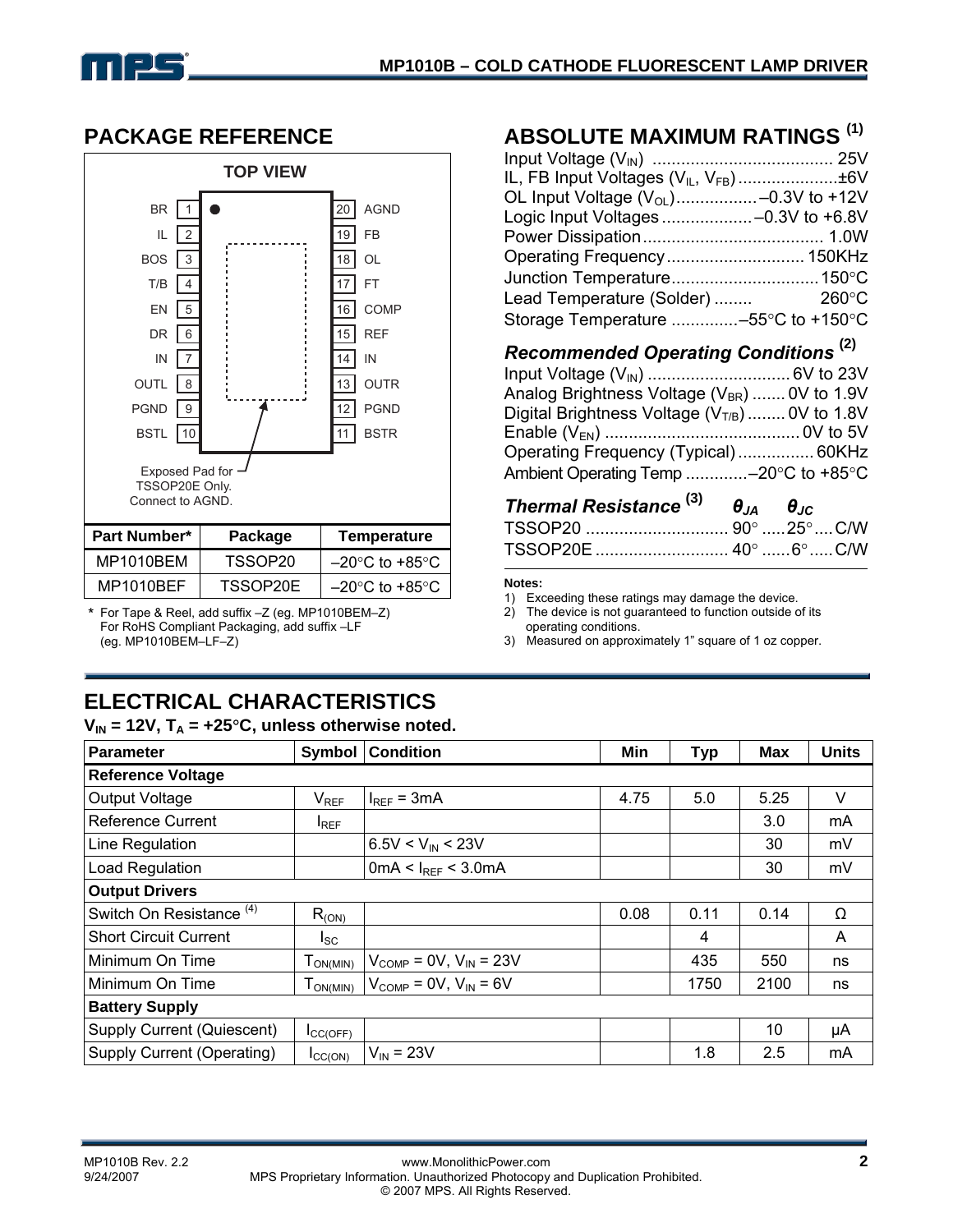## PACKAGE REFERENCE

TOP VIEW

| Pin | Name | | Pin | Name |
|---|---|---|---|---|
| 1 | BR | | 20 | AGND |
| 2 | IL | | 19 | FB |
| 3 | BOS | | 18 | OL |
| 4 | T/B | | 17 | FT |
| 5 | EN | | 16 | COMP |
| 6 | DR | | 15 | REF |
| 7 | IN | | 14 | IN |
| 8 | OUTL | | 13 | OUTR |
| 9 | PGND | | 12 | PGND |
| 10 | BSTL | | 11 | BSTR |

Exposed Pad for TSSOP20E Only. Connect to AGND.

| Part Number* | Package | Temperature |
|---|---|---|
| MP1010BEM | TSSOP20 | –20°C to +85°C |
| MP1010BEF | TSSOP20E | –20°C to +85°C |

\* For Tape & Reel, add suffix –Z (eg. MP1010BEM–Z)
For RoHS Compliant Packaging, add suffix –LF (eg. MP1010BEM–LF–Z)

## ABSOLUTE MAXIMUM RATINGS [1]

Input Voltage ($V_{IN}$) ...................................... 25V
IL, FB Input Voltages ($V_{IL}$, $V_{FB}$) .....................±6V
OL Input Voltage ($V_{OL}$)................. –0.3V to +12V
Logic Input Voltages ................... –0.3V to +6.8V
Power Dissipation...................................... 1.0W
Operating Frequency............................. 150KHz
Junction Temperature............................... 150°C
Lead Temperature (Solder) ........ 260°C
Storage Temperature ..............–55°C to +150°C

### *Recommended Operating Conditions* [2]

Input Voltage ($V_{IN}$) .............................. 6V to 23V
Analog Brightness Voltage ($V_{BR}$) ....... 0V to 1.9V
Digital Brightness Voltage ($V_{T/B}$) ........ 0V to 1.8V
Enable ($V_{EN}$) .......................................... 0V to 5V
Operating Frequency (Typical) ................ 60KHz
Ambient Operating Temp .............–20°C to +85°C

### *Thermal Resistance* [3]

| Package | $\theta_{JA}$ | $\theta_{JC}$ | |
|---|---|---|---|
| TSSOP20 | 90° | 25° | C/W |
| TSSOP20E | 40° | 6° | C/W |

**Notes:**

1) Exceeding these ratings may damage the device.
2) The device is not guaranteed to function outside of its operating conditions.
3) Measured on approximately 1" square of 1 oz copper.

## ELECTRICAL CHARACTERISTICS

**$V_{IN}$ = 12V, $T_A$ = +25°C, unless otherwise noted.**

| Parameter | Symbol | Condition | Min | Typ | Max | Units |
|---|---|---|---|---|---|---|
| **Reference Voltage** | | | | | | |
| Output Voltage | $V_{REF}$ | $I_{REF}$ = 3mA | 4.75 | 5.0 | 5.25 | V |
| Reference Current | $I_{REF}$ | | | | 3.0 | mA |
| Line Regulation | | 6.5V < $V_{IN}$ < 23V | | | 30 | mV |
| Load Regulation | | 0mA < $I_{REF}$ < 3.0mA | | | 30 | mV |
| **Output Drivers** | | | | | | |
| Switch On Resistance [4] | $R_{(ON)}$ | | 0.08 | 0.11 | 0.14 | Ω |
| Short Circuit Current | $I_{SC}$ | | | 4 | | A |
| Minimum On Time | $T_{ON(MIN)}$ | $V_{COMP}$ = 0V, $V_{IN}$ = 23V | | 435 | 550 | ns |
| Minimum On Time | $T_{ON(MIN)}$ | $V_{COMP}$ = 0V, $V_{IN}$ = 6V | | 1750 | 2100 | ns |
| **Battery Supply** | | | | | | |
| Supply Current (Quiescent) | $I_{CC(OFF)}$ | | | | 10 | μA |
| Supply Current (Operating) | $I_{CC(ON)}$ | $V_{IN}$ = 23V | | 1.8 | 2.5 | mA |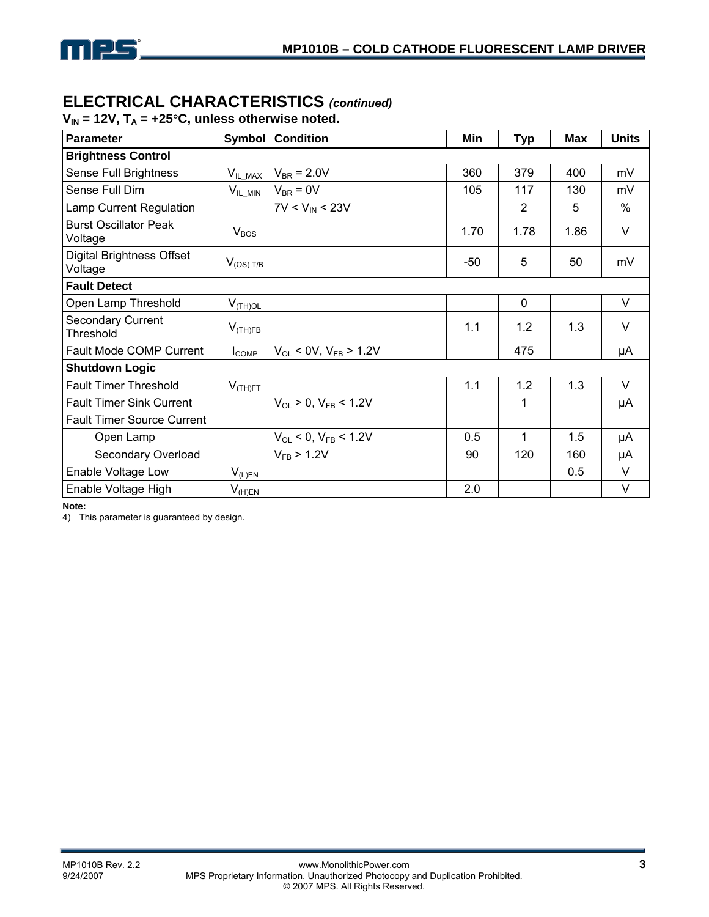## ELECTRICAL CHARACTERISTICS *(continued)*

**$V_{IN}$ = 12V, $T_A$ = +25°C, unless otherwise noted.**

| Parameter | Symbol | Condition | Min | Typ | Max | Units |
|---|---|---|---|---|---|---|
| **Brightness Control** | | | | | | |
| Sense Full Brightness | $V_{IL\_MAX}$ | $V_{BR}$ = 2.0V | 360 | 379 | 400 | mV |
| Sense Full Dim | $V_{IL\_MIN}$ | $V_{BR}$ = 0V | 105 | 117 | 130 | mV |
| Lamp Current Regulation | | 7V < $V_{IN}$ < 23V | | 2 | 5 | % |
| Burst Oscillator Peak Voltage | $V_{BOS}$ | | 1.70 | 1.78 | 1.86 | V |
| Digital Brightness Offset Voltage | $V_{(OS)\ T/B}$ | | -50 | 5 | 50 | mV |
| **Fault Detect** | | | | | | |
| Open Lamp Threshold | $V_{(TH)OL}$ | | | 0 | | V |
| Secondary Current Threshold | $V_{(TH)FB}$ | | 1.1 | 1.2 | 1.3 | V |
| Fault Mode COMP Current | $I_{COMP}$ | $V_{OL}$ < 0V, $V_{FB}$ > 1.2V | | 475 | | μA |
| **Shutdown Logic** | | | | | | |
| Fault Timer Threshold | $V_{(TH)FT}$ | | 1.1 | 1.2 | 1.3 | V |
| Fault Timer Sink Current | | $V_{OL}$ > 0, $V_{FB}$ < 1.2V | | 1 | | μA |
| Fault Timer Source Current | | | | | | |
| Open Lamp | | $V_{OL}$ < 0, $V_{FB}$ < 1.2V | 0.5 | 1 | 1.5 | μA |
| Secondary Overload | | $V_{FB}$ > 1.2V | 90 | 120 | 160 | μA |
| Enable Voltage Low | $V_{(L)EN}$ | | | | 0.5 | V |
| Enable Voltage High | $V_{(H)EN}$ | | 2.0 | | | V |

**Note:**

4) This parameter is guaranteed by design.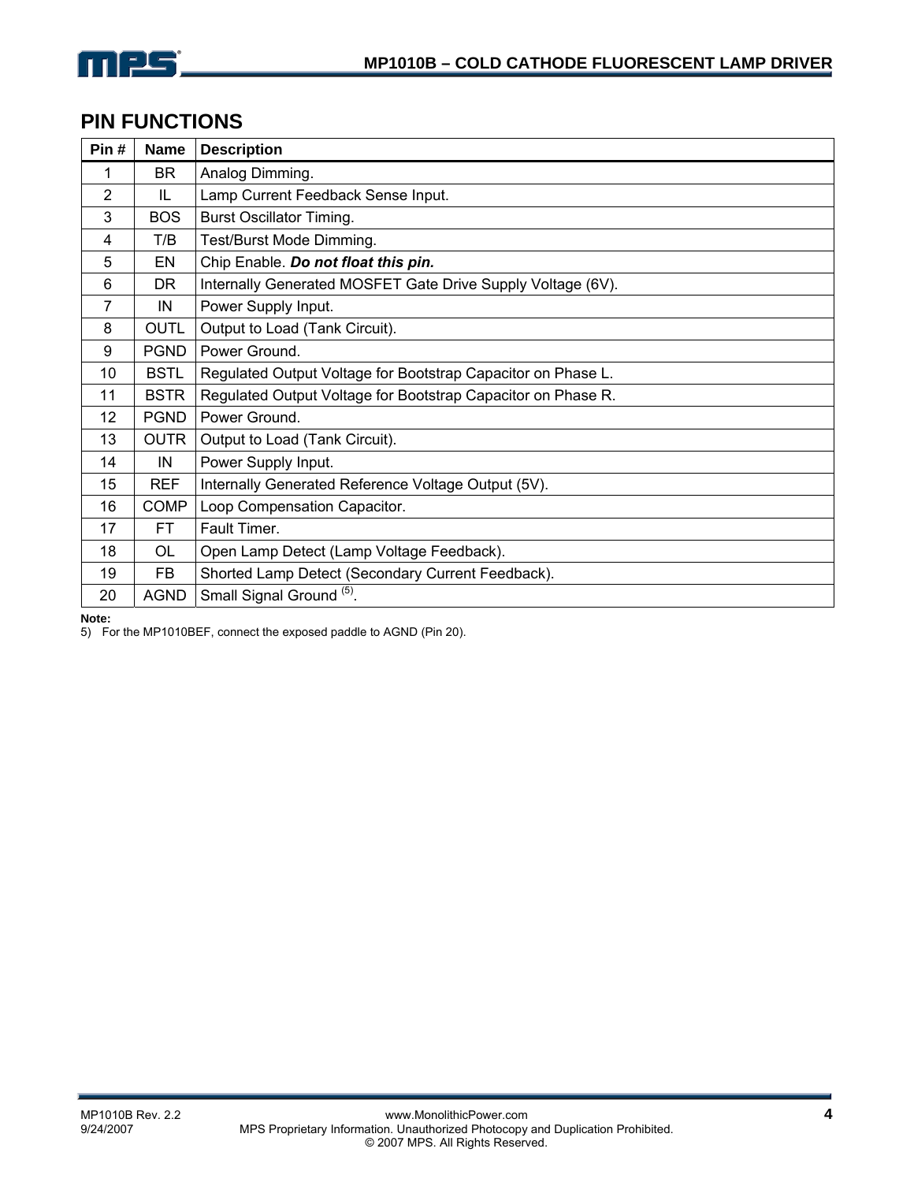## PIN FUNCTIONS

| Pin # | Name | Description |
|---|---|---|
| 1 | BR | Analog Dimming. |
| 2 | IL | Lamp Current Feedback Sense Input. |
| 3 | BOS | Burst Oscillator Timing. |
| 4 | T/B | Test/Burst Mode Dimming. |
| 5 | EN | Chip Enable. ***Do not float this pin.*** |
| 6 | DR | Internally Generated MOSFET Gate Drive Supply Voltage (6V). |
| 7 | IN | Power Supply Input. |
| 8 | OUTL | Output to Load (Tank Circuit). |
| 9 | PGND | Power Ground. |
| 10 | BSTL | Regulated Output Voltage for Bootstrap Capacitor on Phase L. |
| 11 | BSTR | Regulated Output Voltage for Bootstrap Capacitor on Phase R. |
| 12 | PGND | Power Ground. |
| 13 | OUTR | Output to Load (Tank Circuit). |
| 14 | IN | Power Supply Input. |
| 15 | REF | Internally Generated Reference Voltage Output (5V). |
| 16 | COMP | Loop Compensation Capacitor. |
| 17 | FT | Fault Timer. |
| 18 | OL | Open Lamp Detect (Lamp Voltage Feedback). |
| 19 | FB | Shorted Lamp Detect (Secondary Current Feedback). |
| 20 | AGND | Small Signal Ground (5). |

**Note:**

5) For the MP1010BEF, connect the exposed paddle to AGND (Pin 20).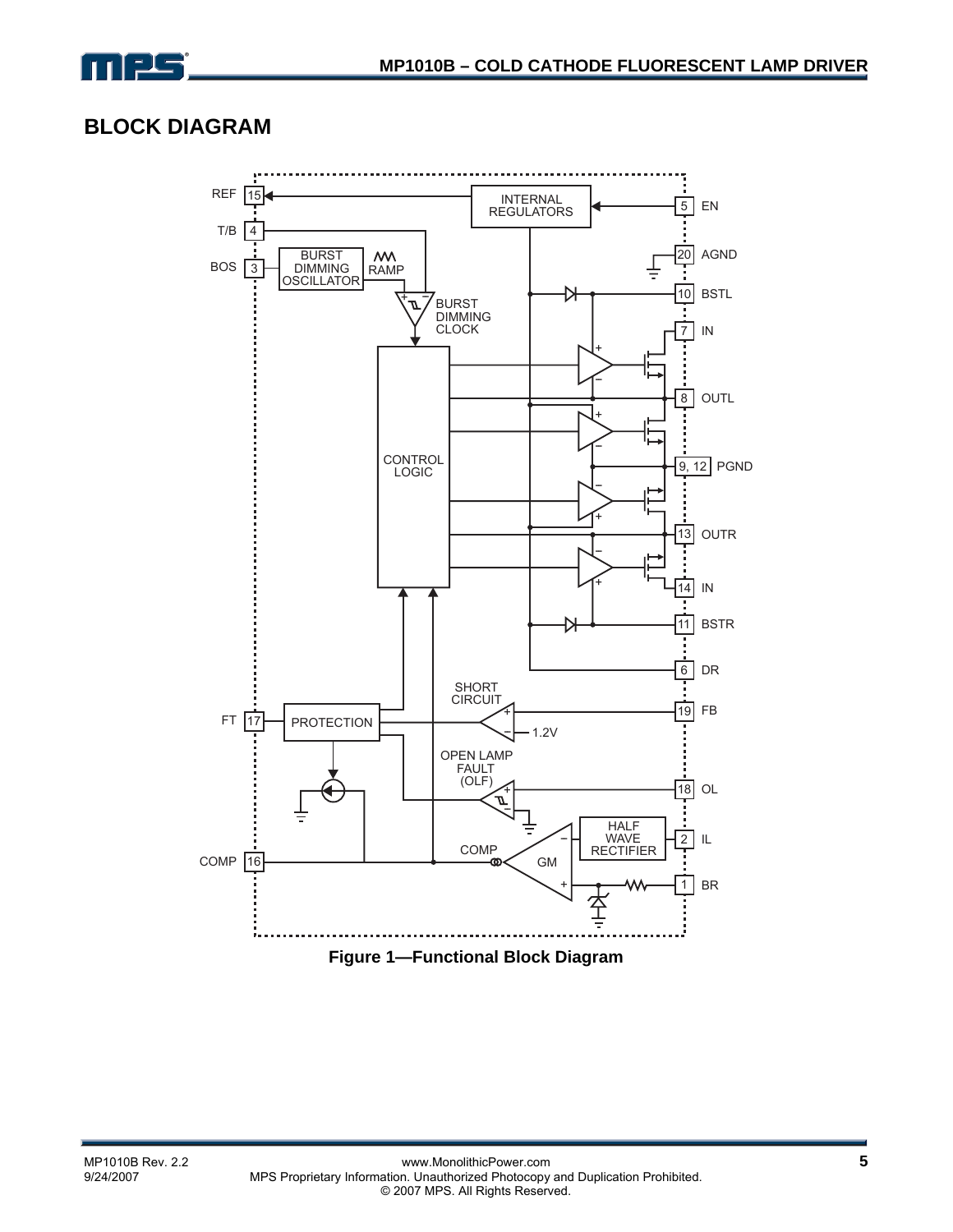## BLOCK DIAGRAM

Figure 1—Functional Block Diagram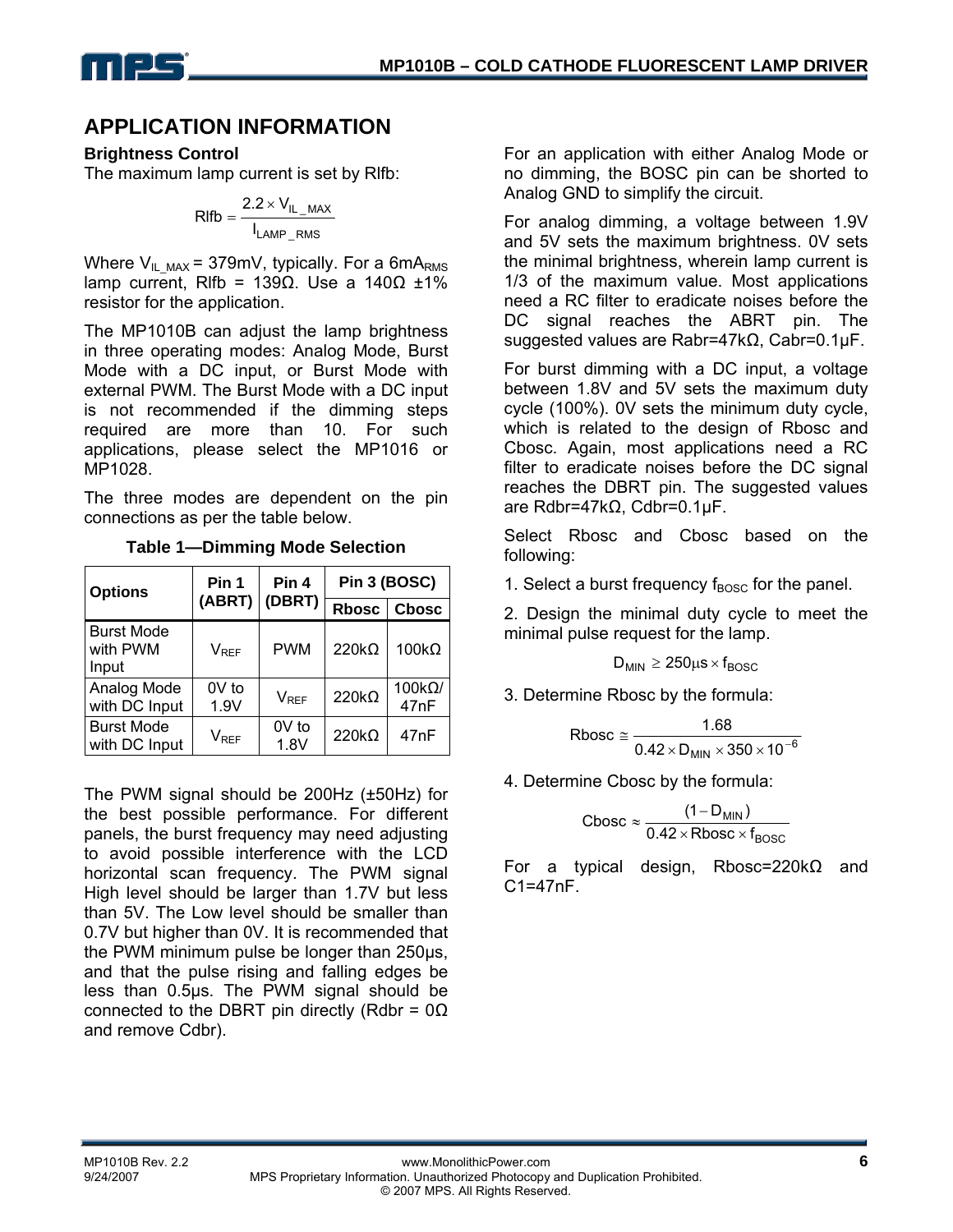## APPLICATION INFORMATION

### Brightness Control

The maximum lamp current is set by Rlfb:

$$\text{Rlfb} = \frac{2.2 \times V_{IL\_MAX}}{I_{LAMP\_RMS}}$$

Where $V_{IL\_MAX}$ = 379mV, typically. For a 6mA$_{RMS}$ lamp current, Rlfb = 139Ω. Use a 140Ω ±1% resistor for the application.

The MP1010B can adjust the lamp brightness in three operating modes: Analog Mode, Burst Mode with a DC input, or Burst Mode with external PWM. The Burst Mode with a DC input is not recommended if the dimming steps required are more than 10. For such applications, please select the MP1016 or MP1028.

The three modes are dependent on the pin connections as per the table below.

**Table 1—Dimming Mode Selection**

| Options | Pin 1 (ABRT) | Pin 4 (DBRT) | Pin 3 (BOSC) | |
|---|---|---|---|---|
| | | | Rbosc | Cbosc |
| Burst Mode with PWM Input | $V_{REF}$ | PWM | 220kΩ | 100kΩ |
| Analog Mode with DC Input | 0V to 1.9V | $V_{REF}$ | 220kΩ | 100kΩ/ 47nF |
| Burst Mode with DC Input | $V_{REF}$ | 0V to 1.8V | 220kΩ | 47nF |

The PWM signal should be 200Hz (±50Hz) for the best possible performance. For different panels, the burst frequency may need adjusting to avoid possible interference with the LCD horizontal scan frequency. The PWM signal High level should be larger than 1.7V but less than 5V. The Low level should be smaller than 0.7V but higher than 0V. It is recommended that the PWM minimum pulse be longer than 250µs, and that the pulse rising and falling edges be less than 0.5µs. The PWM signal should be connected to the DBRT pin directly (Rdbr = 0Ω and remove Cdbr).

For an application with either Analog Mode or no dimming, the BOSC pin can be shorted to Analog GND to simplify the circuit.

For analog dimming, a voltage between 1.9V and 5V sets the maximum brightness. 0V sets the minimal brightness, wherein lamp current is 1/3 of the maximum value. Most applications need a RC filter to eradicate noises before the DC signal reaches the ABRT pin. The suggested values are Rabr=47kΩ, Cabr=0.1µF.

For burst dimming with a DC input, a voltage between 1.8V and 5V sets the maximum duty cycle (100%). 0V sets the minimum duty cycle, which is related to the design of Rbosc and Cbosc. Again, most applications need a RC filter to eradicate noises before the DC signal reaches the DBRT pin. The suggested values are Rdbr=47kΩ, Cdbr=0.1µF.

Select Rbosc and Cbosc based on the following:

1. Select a burst frequency $f_{BOSC}$ for the panel.

2. Design the minimal duty cycle to meet the minimal pulse request for the lamp.

$$D_{MIN} \geq 250\mu s \times f_{BOSC}$$

3. Determine Rbosc by the formula:

$$\text{Rbosc} \cong \frac{1.68}{0.42 \times D_{MIN} \times 350 \times 10^{-6}}$$

4. Determine Cbosc by the formula:

$$\text{Cbosc} \approx \frac{(1 - D_{MIN})}{0.42 \times \text{Rbosc} \times f_{BOSC}}$$

For a typical design, Rbosc=220kΩ and C1=47nF.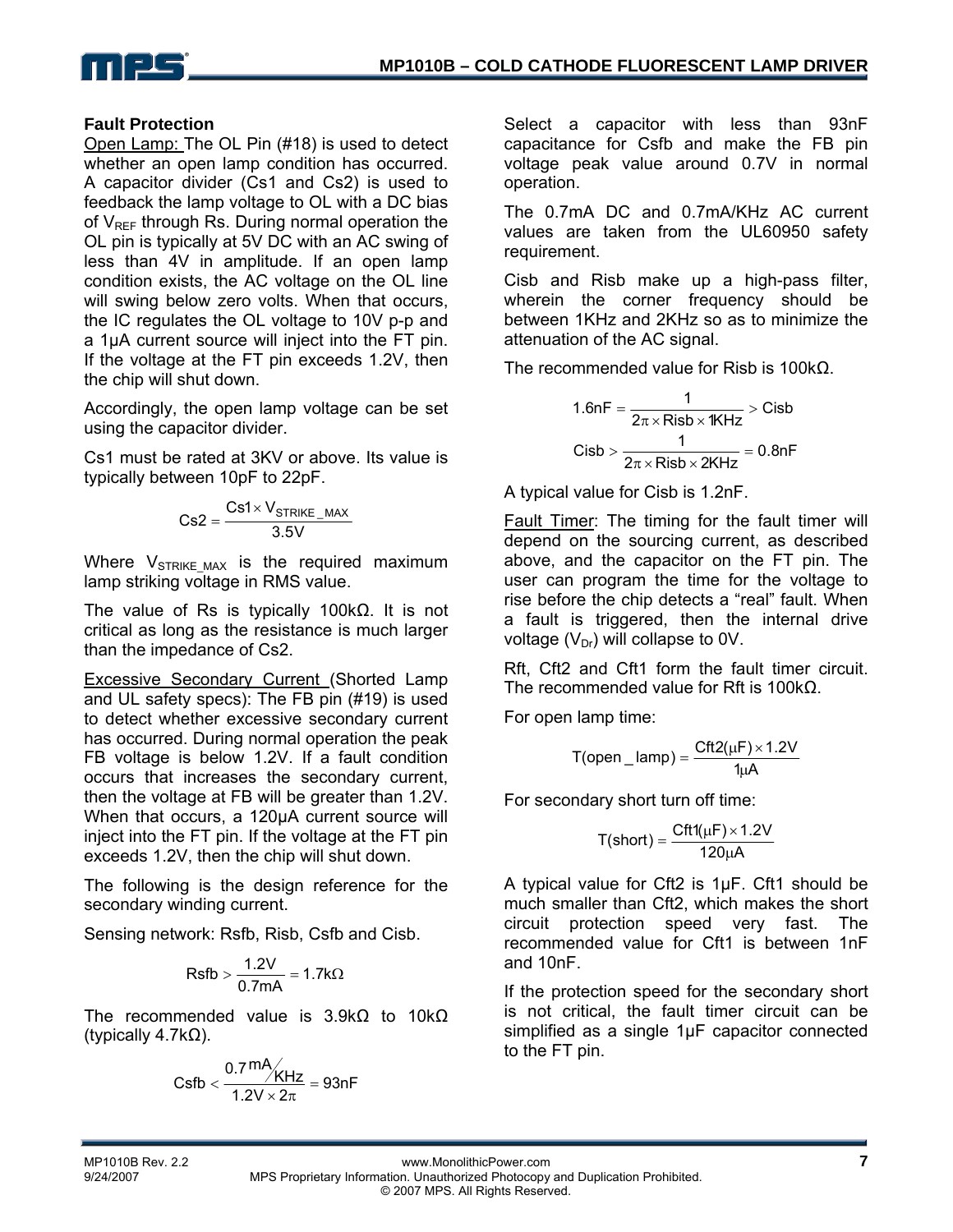## Fault Protection

Open Lamp: The OL Pin (#18) is used to detect whether an open lamp condition has occurred. A capacitor divider (Cs1 and Cs2) is used to feedback the lamp voltage to OL with a DC bias of $V_{REF}$ through Rs. During normal operation the OL pin is typically at 5V DC with an AC swing of less than 4V in amplitude. If an open lamp condition exists, the AC voltage on the OL line will swing below zero volts. When that occurs, the IC regulates the OL voltage to 10V p-p and a 1μA current source will inject into the FT pin. If the voltage at the FT pin exceeds 1.2V, then the chip will shut down.

Accordingly, the open lamp voltage can be set using the capacitor divider.

Cs1 must be rated at 3KV or above. Its value is typically between 10pF to 22pF.

$$Cs2 = \frac{Cs1 \times V_{STRIKE\_MAX}}{3.5V}$$

Where $V_{STRIKE\_MAX}$ is the required maximum lamp striking voltage in RMS value.

The value of Rs is typically 100kΩ. It is not critical as long as the resistance is much larger than the impedance of Cs2.

Excessive Secondary Current (Shorted Lamp and UL safety specs): The FB pin (#19) is used to detect whether excessive secondary current has occurred. During normal operation the peak FB voltage is below 1.2V. If a fault condition occurs that increases the secondary current, then the voltage at FB will be greater than 1.2V. When that occurs, a 120μA current source will inject into the FT pin. If the voltage at the FT pin exceeds 1.2V, then the chip will shut down.

The following is the design reference for the secondary winding current.

Sensing network: Rsfb, Risb, Csfb and Cisb.

$$Rsfb > \frac{1.2V}{0.7mA} = 1.7k\Omega$$

The recommended value is 3.9kΩ to 10kΩ (typically 4.7kΩ).

$$Csfb < \frac{0.7\,mA/KHz}{1.2V \times 2\pi} = 93nF$$

Select a capacitor with less than 93nF capacitance for Csfb and make the FB pin voltage peak value around 0.7V in normal operation.

The 0.7mA DC and 0.7mA/KHz AC current values are taken from the UL60950 safety requirement.

Cisb and Risb make up a high-pass filter, wherein the corner frequency should be between 1KHz and 2KHz so as to minimize the attenuation of the AC signal.

The recommended value for Risb is 100kΩ.

$$1.6nF = \frac{1}{2\pi \times Risb \times 1KHz} > Cisb$$

$$Cisb > \frac{1}{2\pi \times Risb \times 2KHz} = 0.8nF$$

A typical value for Cisb is 1.2nF.

Fault Timer: The timing for the fault timer will depend on the sourcing current, as described above, and the capacitor on the FT pin. The user can program the time for the voltage to rise before the chip detects a "real" fault. When a fault is triggered, then the internal drive voltage ($V_{Dr}$) will collapse to 0V.

Rft, Cft2 and Cft1 form the fault timer circuit. The recommended value for Rft is 100kΩ.

For open lamp time:

$$T(open\_lamp) = \frac{Cft2(\mu F) \times 1.2V}{1\mu A}$$

For secondary short turn off time:

$$T(short) = \frac{Cft1(\mu F) \times 1.2V}{120\mu A}$$

A typical value for Cft2 is 1μF. Cft1 should be much smaller than Cft2, which makes the short circuit protection speed very fast. The recommended value for Cft1 is between 1nF and 10nF.

If the protection speed for the secondary short is not critical, the fault timer circuit can be simplified as a single 1μF capacitor connected to the FT pin.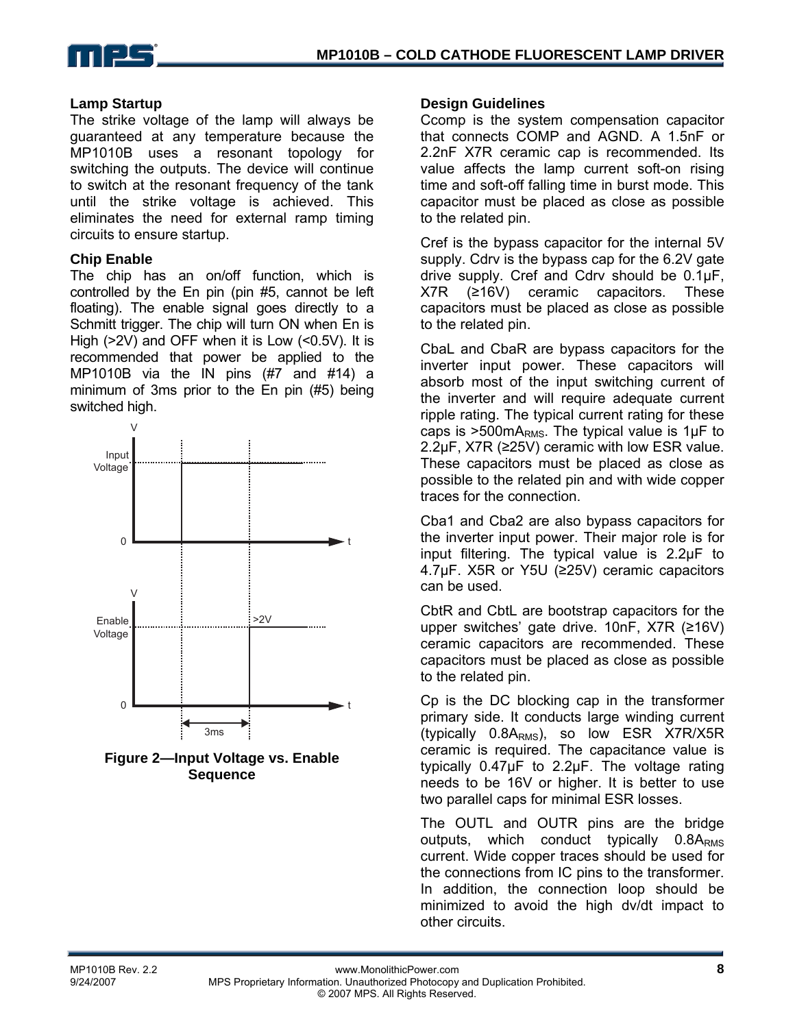### Lamp Startup

The strike voltage of the lamp will always be guaranteed at any temperature because the MP1010B uses a resonant topology for switching the outputs. The device will continue to switch at the resonant frequency of the tank until the strike voltage is achieved. This eliminates the need for external ramp timing circuits to ensure startup.

### Chip Enable

The chip has an on/off function, which is controlled by the En pin (pin #5, cannot be left floating). The enable signal goes directly to a Schmitt trigger. The chip will turn ON when En is High (>2V) and OFF when it is Low (<0.5V). It is recommended that power be applied to the MP1010B via the IN pins (#7 and #14) a minimum of 3ms prior to the En pin (#5) being switched high.

**Figure 2—Input Voltage vs. Enable Sequence**

### Design Guidelines

Ccomp is the system compensation capacitor that connects COMP and AGND. A 1.5nF or 2.2nF X7R ceramic cap is recommended. Its value affects the lamp current soft-on rising time and soft-off falling time in burst mode. This capacitor must be placed as close as possible to the related pin.

Cref is the bypass capacitor for the internal 5V supply. Cdrv is the bypass cap for the 6.2V gate drive supply. Cref and Cdrv should be 0.1µF, X7R (≥16V) ceramic capacitors. These capacitors must be placed as close as possible to the related pin.

CbaL and CbaR are bypass capacitors for the inverter input power. These capacitors will absorb most of the input switching current of the inverter and will require adequate current ripple rating. The typical current rating for these caps is >500mA$_{RMS}$. The typical value is 1µF to 2.2µF, X7R (≥25V) ceramic with low ESR value. These capacitors must be placed as close as possible to the related pin and with wide copper traces for the connection.

Cba1 and Cba2 are also bypass capacitors for the inverter input power. Their major role is for input filtering. The typical value is 2.2µF to 4.7µF. X5R or Y5U (≥25V) ceramic capacitors can be used.

CbtR and CbtL are bootstrap capacitors for the upper switches' gate drive. 10nF, X7R (≥16V) ceramic capacitors are recommended. These capacitors must be placed as close as possible to the related pin.

Cp is the DC blocking cap in the transformer primary side. It conducts large winding current (typically 0.8A$_{RMS}$), so low ESR X7R/X5R ceramic is required. The capacitance value is typically 0.47µF to 2.2µF. The voltage rating needs to be 16V or higher. It is better to use two parallel caps for minimal ESR losses.

The OUTL and OUTR pins are the bridge outputs, which conduct typically 0.8A$_{RMS}$ current. Wide copper traces should be used for the connections from IC pins to the transformer. In addition, the connection loop should be minimized to avoid the high dv/dt impact to other circuits.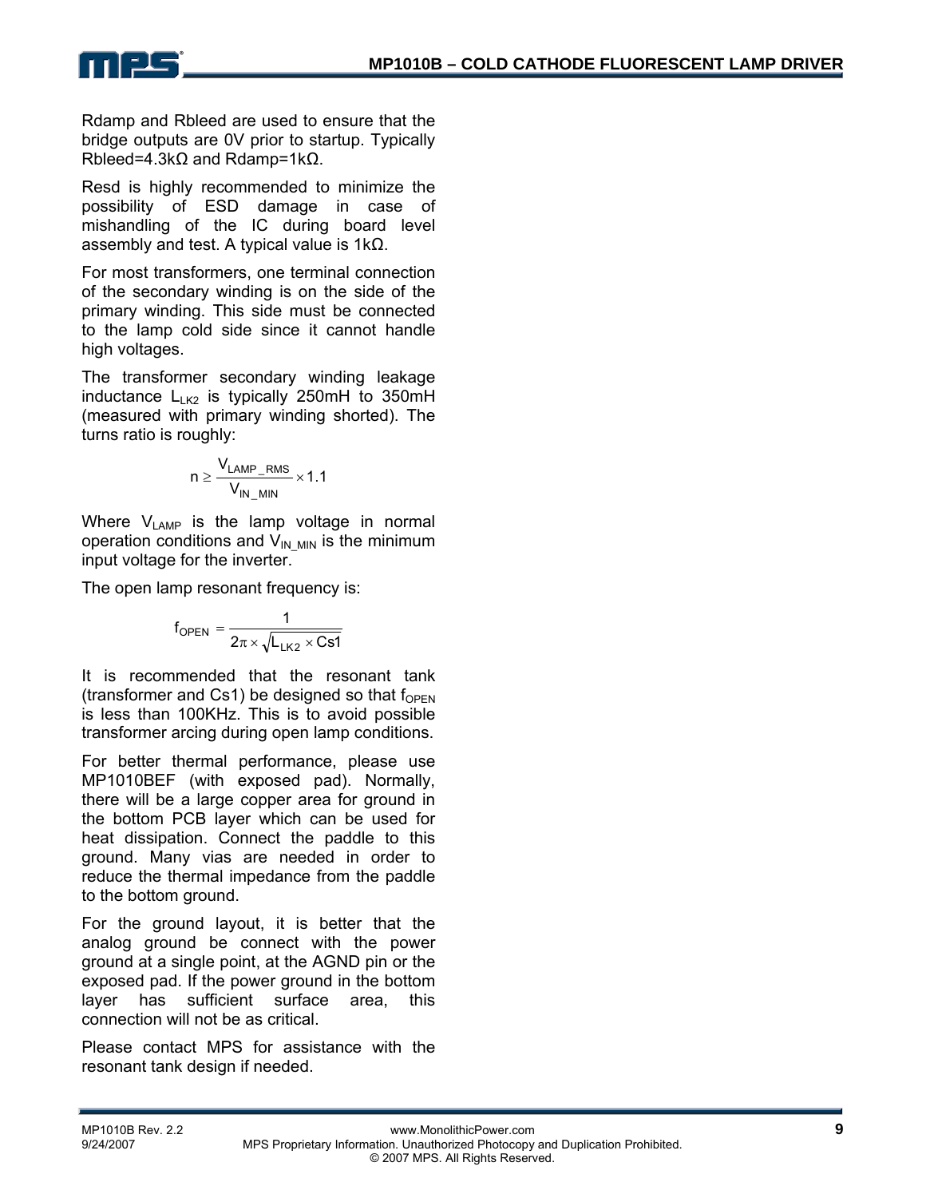Rdamp and Rbleed are used to ensure that the bridge outputs are 0V prior to startup. Typically Rbleed=4.3kΩ and Rdamp=1kΩ.

Resd is highly recommended to minimize the possibility of ESD damage in case of mishandling of the IC during board level assembly and test. A typical value is 1kΩ.

For most transformers, one terminal connection of the secondary winding is on the side of the primary winding. This side must be connected to the lamp cold side since it cannot handle high voltages.

The transformer secondary winding leakage inductance $L_{LK2}$ is typically 250mH to 350mH (measured with primary winding shorted). The turns ratio is roughly:

$$n \geq \frac{V_{LAMP\_RMS}}{V_{IN\_MIN}} \times 1.1$$

Where $V_{LAMP}$ is the lamp voltage in normal operation conditions and $V_{IN\_MIN}$ is the minimum input voltage for the inverter.

The open lamp resonant frequency is:

$$f_{OPEN} = \frac{1}{2\pi \times \sqrt{L_{LK2} \times Cs1}}$$

It is recommended that the resonant tank (transformer and Cs1) be designed so that $f_{OPEN}$ is less than 100KHz. This is to avoid possible transformer arcing during open lamp conditions.

For better thermal performance, please use MP1010BEF (with exposed pad). Normally, there will be a large copper area for ground in the bottom PCB layer which can be used for heat dissipation. Connect the paddle to this ground. Many vias are needed in order to reduce the thermal impedance from the paddle to the bottom ground.

For the ground layout, it is better that the analog ground be connect with the power ground at a single point, at the AGND pin or the exposed pad. If the power ground in the bottom layer has sufficient surface area, this connection will not be as critical.

Please contact MPS for assistance with the resonant tank design if needed.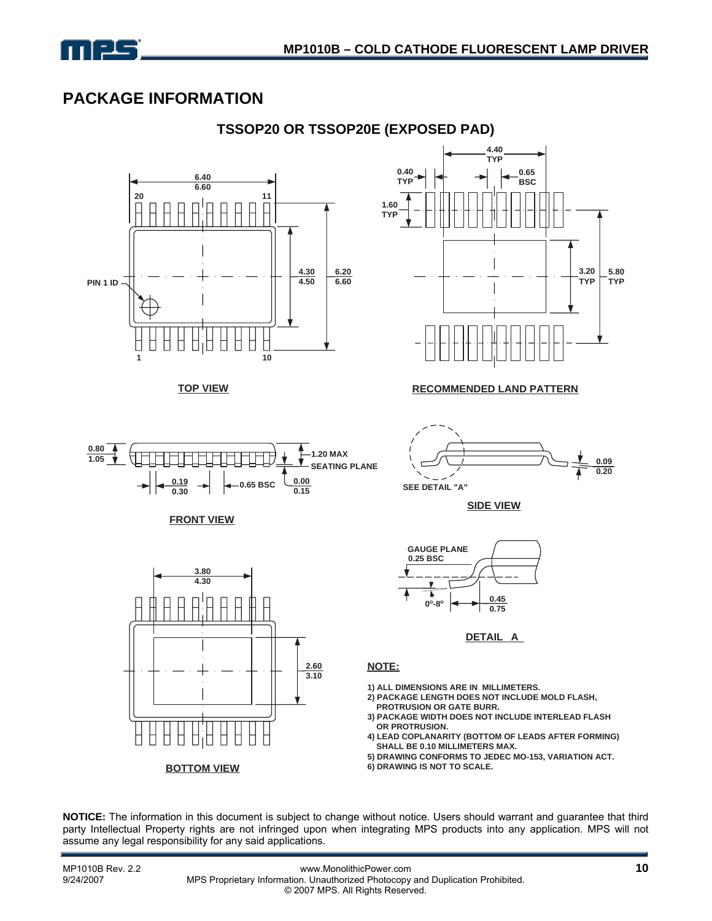## PACKAGE INFORMATION

### TSSOP20 OR TSSOP20E (EXPOSED PAD)

6.40
6.60
20
11
PIN 1 ID
4.30
4.50
6.20
6.60
1
10

TOP VIEW

4.40
TYP
0.40
TYP
0.65
BSC
1.60
TYP
3.20
TYP
5.80
TYP

RECOMMENDED LAND PATTERN

0.80
1.05
1.20 MAX
SEATING PLANE
0.19
0.30
0.65 BSC
0.00
0.15

FRONT VIEW

SEE DETAIL "A"
0.09
0.20

SIDE VIEW

GAUGE PLANE
0.25 BSC
0°-8°
0.45
0.75

DETAIL A

3.80
4.30
2.60
3.10

BOTTOM VIEW

**NOTE:**

1) ALL DIMENSIONS ARE IN MILLIMETERS.
2) PACKAGE LENGTH DOES NOT INCLUDE MOLD FLASH, PROTRUSION OR GATE BURR.
3) PACKAGE WIDTH DOES NOT INCLUDE INTERLEAD FLASH OR PROTRUSION.
4) LEAD COPLANARITY (BOTTOM OF LEADS AFTER FORMING) SHALL BE 0.10 MILLIMETERS MAX.
5) DRAWING CONFORMS TO JEDEC MO-153, VARIATION ACT.
6) DRAWING IS NOT TO SCALE.

**NOTICE:** The information in this document is subject to change without notice. Users should warrant and guarantee that third party Intellectual Property rights are not infringed upon when integrating MPS products into any application. MPS will not assume any legal responsibility for any said applications.